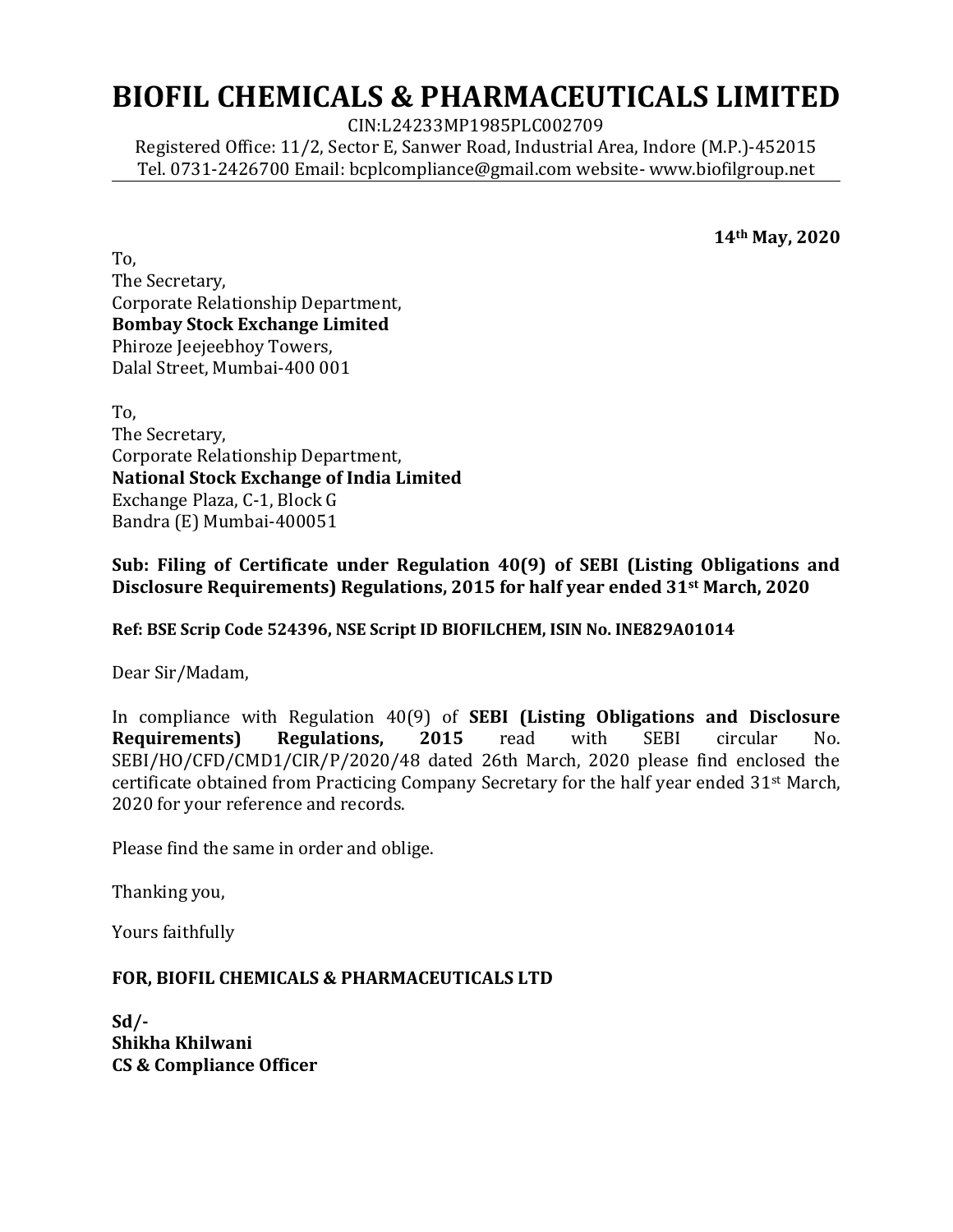# BIOFIL CHEMICALS & PHARMACEUTICALS LIMITED

CIN:L24233MP1985PLC002709

Registered Office: 11/2, Sector E, Sanwer Road, Industrial Area, Indore (M.P.)-452015

Tel. 0731-2426700 Email: bcplcompliance@gmail.com website- www.biofilgroup.net

**14th May, 2020**

To,
The Secretary,
Corporate Relationship Department,
**Bombay Stock Exchange Limited**
Phiroze Jeejeebhoy Towers,
Dalal Street, Mumbai-400 001

To,
The Secretary,
Corporate Relationship Department,
**National Stock Exchange of India Limited**
Exchange Plaza, C-1, Block G
Bandra (E) Mumbai-400051

**Sub: Filing of Certificate under Regulation 40(9) of SEBI (Listing Obligations and Disclosure Requirements) Regulations, 2015 for half year ended 31st March, 2020**

**Ref: BSE Scrip Code 524396, NSE Script ID BIOFILCHEM, ISIN No. INE829A01014**

Dear Sir/Madam,

In compliance with Regulation 40(9) of **SEBI (Listing Obligations and Disclosure Requirements) Regulations, 2015** read with SEBI circular No. SEBI/HO/CFD/CMD1/CIR/P/2020/48 dated 26th March, 2020 please find enclosed the certificate obtained from Practicing Company Secretary for the half year ended 31st March, 2020 for your reference and records.

Please find the same in order and oblige.

Thanking you,

Yours faithfully

**FOR, BIOFIL CHEMICALS & PHARMACEUTICALS LTD**

**Sd/-**
**Shikha Khilwani**
**CS & Compliance Officer**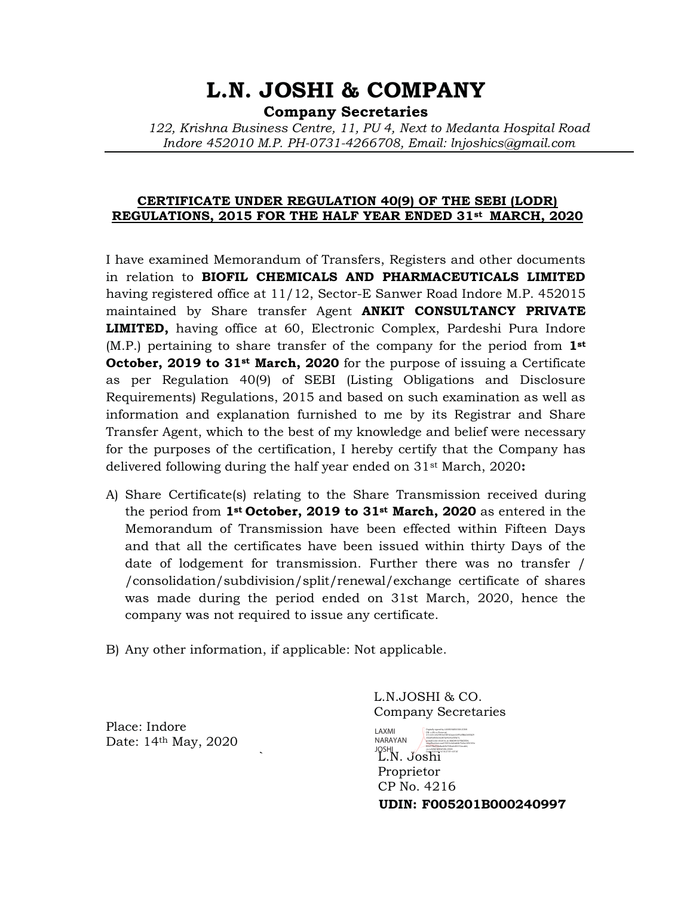# L.N. JOSHI & COMPANY

## Company Secretaries

*122, Krishna Business Centre, 11, PU 4, Next to Medanta Hospital Road*
*Indore 452010 M.P. PH-0731-4266708, Email: lnjoshics@gmail.com*

---

**CERTIFICATE UNDER REGULATION 40(9) OF THE SEBI (LODR) REGULATIONS, 2015 FOR THE HALF YEAR ENDED 31st MARCH, 2020**

I have examined Memorandum of Transfers, Registers and other documents in relation to **BIOFIL CHEMICALS AND PHARMACEUTICALS LIMITED** having registered office at 11/12, Sector-E Sanwer Road Indore M.P. 452015 maintained by Share transfer Agent **ANKIT CONSULTANCY PRIVATE LIMITED,** having office at 60, Electronic Complex, Pardeshi Pura Indore (M.P.) pertaining to share transfer of the company for the period from **1st October, 2019 to 31st March, 2020** for the purpose of issuing a Certificate as per Regulation 40(9) of SEBI (Listing Obligations and Disclosure Requirements) Regulations, 2015 and based on such examination as well as information and explanation furnished to me by its Registrar and Share Transfer Agent, which to the best of my knowledge and belief were necessary for the purposes of the certification, I hereby certify that the Company has delivered following during the half year ended on 31st March, 2020**:**

A) Share Certificate(s) relating to the Share Transmission received during the period from **1st October, 2019 to 31st March, 2020** as entered in the Memorandum of Transmission have been effected within Fifteen Days and that all the certificates have been issued within thirty Days of the date of lodgement for transmission. Further there was no transfer / /consolidation/subdivision/split/renewal/exchange certificate of shares was made during the period ended on 31st March, 2020, hence the company was not required to issue any certificate.

B) Any other information, if applicable: Not applicable.

Place: Indore
Date: 14th May, 2020

L.N.JOSHI & CO.
Company Secretaries

LAXMI NARAYAN JOSHI

L.N. Joshi
Proprietor
CP No. 4216
**UDIN: F005201B000240997**